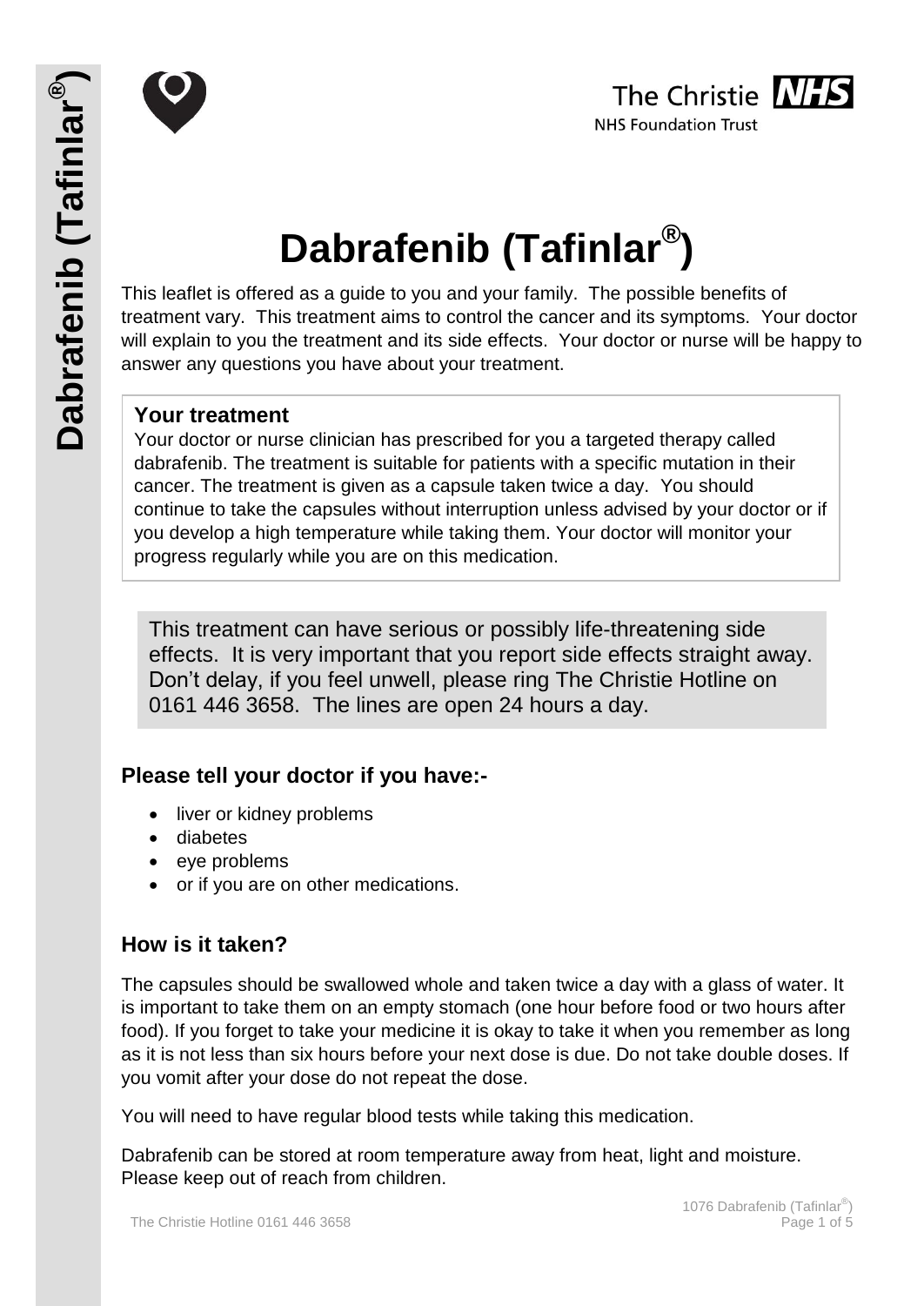# Dabrafenib (Tafinlar®)

This leaflet is offered as a guide to you and your family. The possible benefits of treatment vary. This treatment aims to control the cancer and its symptoms. Your doctor will explain to you the treatment and its side effects. Your doctor or nurse will be happy to answer any questions you have about your treatment.

## Your treatment

Your doctor or nurse clinician has prescribed for you a targeted therapy called dabrafenib. The treatment is suitable for patients with a specific mutation in their cancer. The treatment is given as a capsule taken twice a day. You should continue to take the capsules without interruption unless advised by your doctor or if you develop a high temperature while taking them. Your doctor will monitor your progress regularly while you are on this medication.

This treatment can have serious or possibly life-threatening side effects. It is very important that you report side effects straight away. Don't delay, if you feel unwell, please ring The Christie Hotline on 0161 446 3658. The lines are open 24 hours a day.

## Please tell your doctor if you have:-

- liver or kidney problems
- diabetes
- eye problems
- or if you are on other medications.

## How is it taken?

The capsules should be swallowed whole and taken twice a day with a glass of water. It is important to take them on an empty stomach (one hour before food or two hours after food). If you forget to take your medicine it is okay to take it when you remember as long as it is not less than six hours before your next dose is due. Do not take double doses. If you vomit after your dose do not repeat the dose.

You will need to have regular blood tests while taking this medication.

Dabrafenib can be stored at room temperature away from heat, light and moisture. Please keep out of reach from children.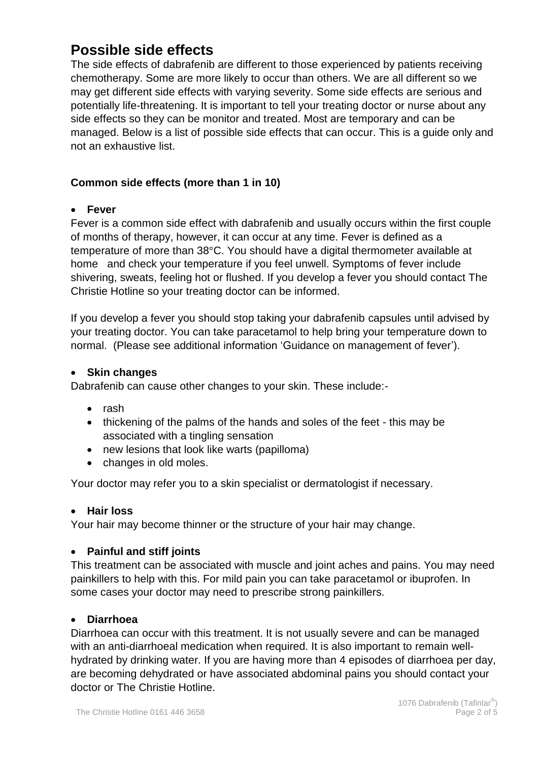# Possible side effects

The side effects of dabrafenib are different to those experienced by patients receiving chemotherapy. Some are more likely to occur than others. We are all different so we may get different side effects with varying severity. Some side effects are serious and potentially life-threatening. It is important to tell your treating doctor or nurse about any side effects so they can be monitor and treated. Most are temporary and can be managed. Below is a list of possible side effects that can occur. This is a guide only and not an exhaustive list.

### Common side effects (more than 1 in 10)

- **Fever**

Fever is a common side effect with dabrafenib and usually occurs within the first couple of months of therapy, however, it can occur at any time. Fever is defined as a temperature of more than 38°C. You should have a digital thermometer available at home and check your temperature if you feel unwell. Symptoms of fever include shivering, sweats, feeling hot or flushed. If you develop a fever you should contact The Christie Hotline so your treating doctor can be informed.

If you develop a fever you should stop taking your dabrafenib capsules until advised by your treating doctor. You can take paracetamol to help bring your temperature down to normal. (Please see additional information 'Guidance on management of fever').

- **Skin changes**

Dabrafenib can cause other changes to your skin. These include:-

- rash
- thickening of the palms of the hands and soles of the feet - this may be associated with a tingling sensation
- new lesions that look like warts (papilloma)
- changes in old moles.

Your doctor may refer you to a skin specialist or dermatologist if necessary.

- **Hair loss**

Your hair may become thinner or the structure of your hair may change.

- **Painful and stiff joints**

This treatment can be associated with muscle and joint aches and pains. You may need painkillers to help with this. For mild pain you can take paracetamol or ibuprofen. In some cases your doctor may need to prescribe strong painkillers.

- **Diarrhoea**

Diarrhoea can occur with this treatment. It is not usually severe and can be managed with an anti-diarrhoeal medication when required. It is also important to remain well-hydrated by drinking water. If you are having more than 4 episodes of diarrhoea per day, are becoming dehydrated or have associated abdominal pains you should contact your doctor or The Christie Hotline.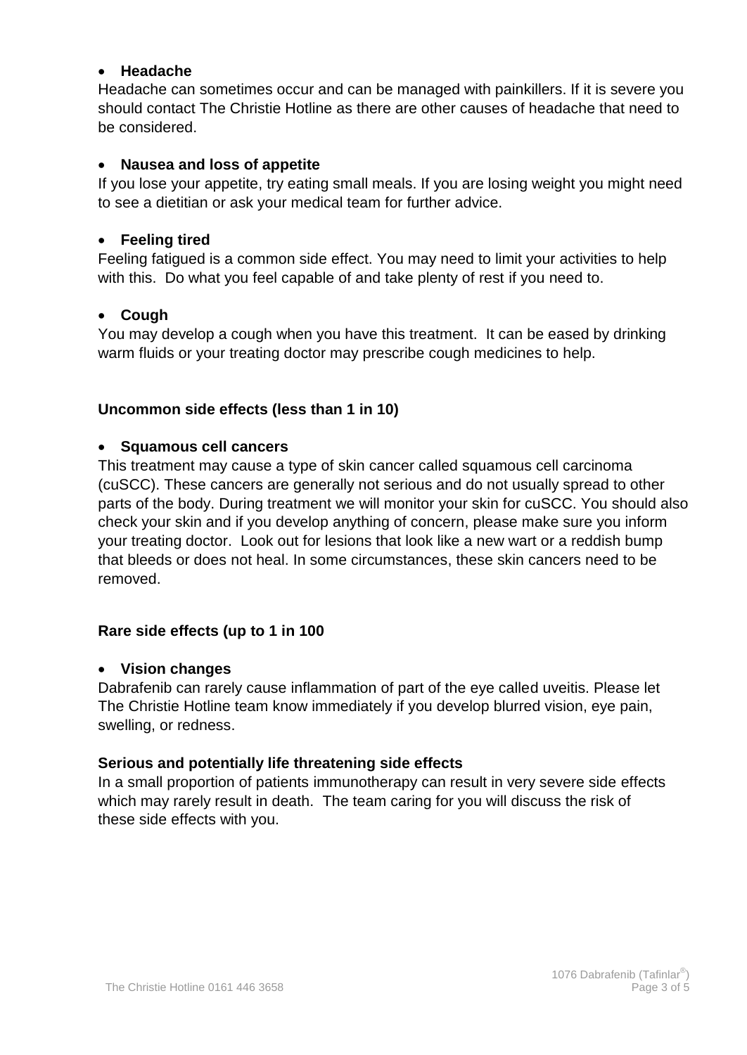- **Headache**

Headache can sometimes occur and can be managed with painkillers. If it is severe you should contact The Christie Hotline as there are other causes of headache that need to be considered.

- **Nausea and loss of appetite**

If you lose your appetite, try eating small meals. If you are losing weight you might need to see a dietitian or ask your medical team for further advice.

- **Feeling tired**

Feeling fatigued is a common side effect. You may need to limit your activities to help with this. Do what you feel capable of and take plenty of rest if you need to.

- **Cough**

You may develop a cough when you have this treatment. It can be eased by drinking warm fluids or your treating doctor may prescribe cough medicines to help.

**Uncommon side effects (less than 1 in 10)**

- **Squamous cell cancers**

This treatment may cause a type of skin cancer called squamous cell carcinoma (cuSCC). These cancers are generally not serious and do not usually spread to other parts of the body. During treatment we will monitor your skin for cuSCC. You should also check your skin and if you develop anything of concern, please make sure you inform your treating doctor. Look out for lesions that look like a new wart or a reddish bump that bleeds or does not heal. In some circumstances, these skin cancers need to be removed.

**Rare side effects (up to 1 in 100**

- **Vision changes**

Dabrafenib can rarely cause inflammation of part of the eye called uveitis. Please let The Christie Hotline team know immediately if you develop blurred vision, eye pain, swelling, or redness.

**Serious and potentially life threatening side effects**

In a small proportion of patients immunotherapy can result in very severe side effects which may rarely result in death. The team caring for you will discuss the risk of these side effects with you.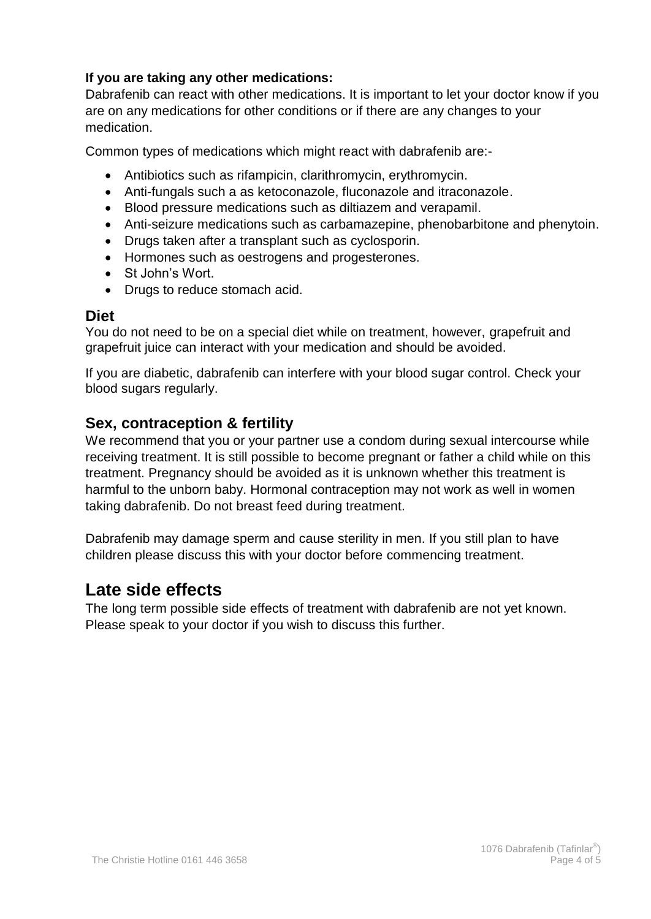**If you are taking any other medications:**
Dabrafenib can react with other medications. It is important to let your doctor know if you are on any medications for other conditions or if there are any changes to your medication.

Common types of medications which might react with dabrafenib are:-

- Antibiotics such as rifampicin, clarithromycin, erythromycin.
- Anti-fungals such a as ketoconazole, fluconazole and itraconazole.
- Blood pressure medications such as diltiazem and verapamil.
- Anti-seizure medications such as carbamazepine, phenobarbitone and phenytoin.
- Drugs taken after a transplant such as cyclosporin.
- Hormones such as oestrogens and progesterones.
- St John's Wort.
- Drugs to reduce stomach acid.

## Diet

You do not need to be on a special diet while on treatment, however, grapefruit and grapefruit juice can interact with your medication and should be avoided.

If you are diabetic, dabrafenib can interfere with your blood sugar control. Check your blood sugars regularly.

## Sex, contraception & fertility

We recommend that you or your partner use a condom during sexual intercourse while receiving treatment. It is still possible to become pregnant or father a child while on this treatment. Pregnancy should be avoided as it is unknown whether this treatment is harmful to the unborn baby. Hormonal contraception may not work as well in women taking dabrafenib. Do not breast feed during treatment.

Dabrafenib may damage sperm and cause sterility in men. If you still plan to have children please discuss this with your doctor before commencing treatment.

# Late side effects

The long term possible side effects of treatment with dabrafenib are not yet known. Please speak to your doctor if you wish to discuss this further.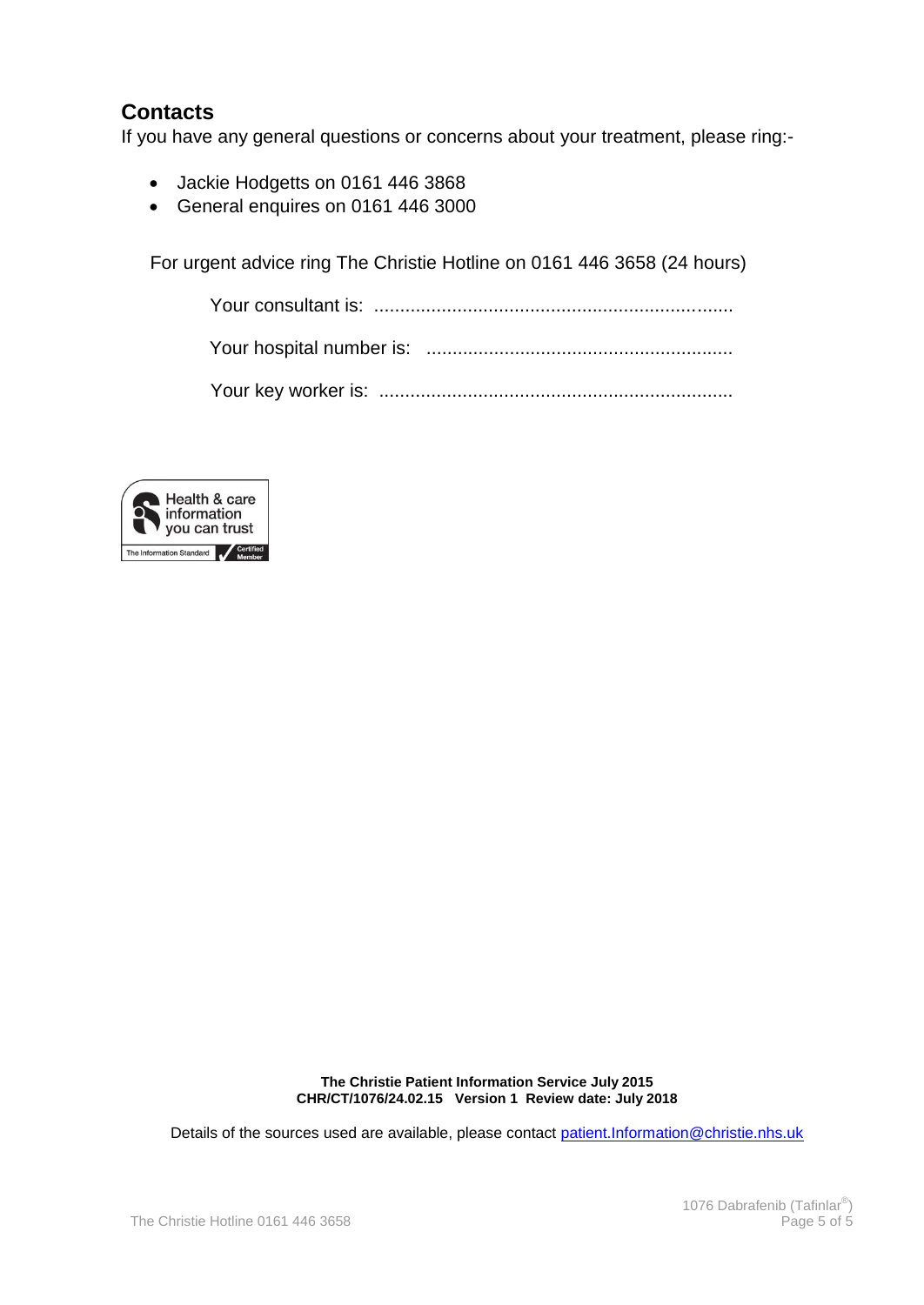## Contacts

If you have any general questions or concerns about your treatment, please ring:-

- Jackie Hodgetts on 0161 446 3868
- General enquires on 0161 446 3000

For urgent advice ring The Christie Hotline on 0161 446 3658 (24 hours)

Your consultant is: ....................................................................

Your hospital number is: ..........................................................

Your key worker is: ...................................................................

Health & care information you can trust

The Information Standard Certified Member

**The Christie Patient Information Service July 2015**
**CHR/CT/1076/24.02.15 Version 1 Review date: July 2018**

Details of the sources used are available, please contact patient.Information@christie.nhs.uk